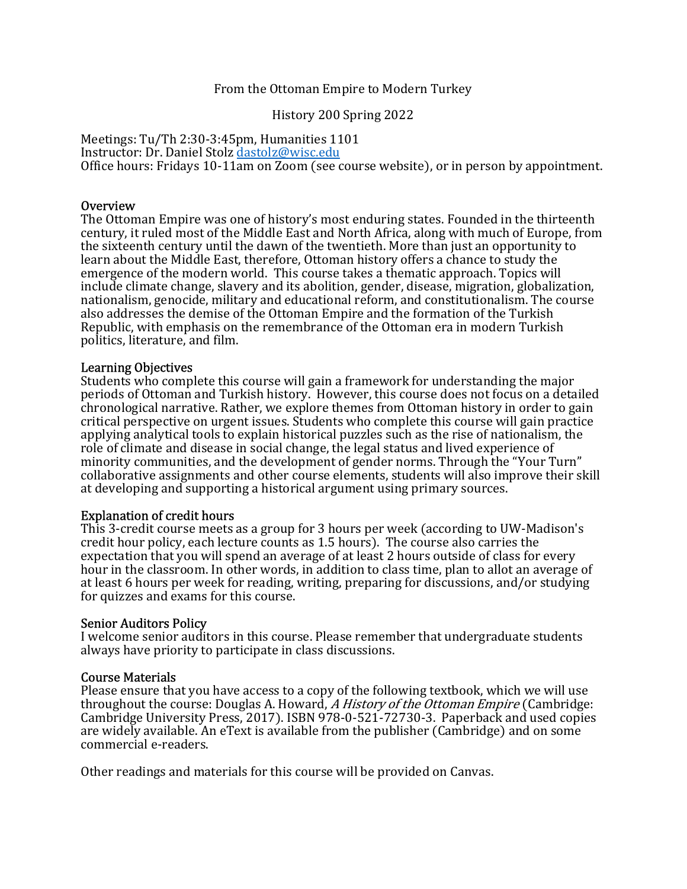From the Ottoman Empire to Modern Turkey

History 200 Spring 2022

Meetings: Tu/Th 2:30-3:45pm, Humanities 1101
Instructor: Dr. Daniel Stolz dastolz@wisc.edu
Office hours: Fridays 10-11am on Zoom (see course website), or in person by appointment.

## Overview

The Ottoman Empire was one of history's most enduring states. Founded in the thirteenth century, it ruled most of the Middle East and North Africa, along with much of Europe, from the sixteenth century until the dawn of the twentieth. More than just an opportunity to learn about the Middle East, therefore, Ottoman history offers a chance to study the emergence of the modern world. This course takes a thematic approach. Topics will include climate change, slavery and its abolition, gender, disease, migration, globalization, nationalism, genocide, military and educational reform, and constitutionalism. The course also addresses the demise of the Ottoman Empire and the formation of the Turkish Republic, with emphasis on the remembrance of the Ottoman era in modern Turkish politics, literature, and film.

## Learning Objectives

Students who complete this course will gain a framework for understanding the major periods of Ottoman and Turkish history. However, this course does not focus on a detailed chronological narrative. Rather, we explore themes from Ottoman history in order to gain critical perspective on urgent issues. Students who complete this course will gain practice applying analytical tools to explain historical puzzles such as the rise of nationalism, the role of climate and disease in social change, the legal status and lived experience of minority communities, and the development of gender norms. Through the "Your Turn" collaborative assignments and other course elements, students will also improve their skill at developing and supporting a historical argument using primary sources.

## Explanation of credit hours

This 3-credit course meets as a group for 3 hours per week (according to UW-Madison's credit hour policy, each lecture counts as 1.5 hours). The course also carries the expectation that you will spend an average of at least 2 hours outside of class for every hour in the classroom. In other words, in addition to class time, plan to allot an average of at least 6 hours per week for reading, writing, preparing for discussions, and/or studying for quizzes and exams for this course.

## Senior Auditors Policy

I welcome senior auditors in this course. Please remember that undergraduate students always have priority to participate in class discussions.

## Course Materials

Please ensure that you have access to a copy of the following textbook, which we will use throughout the course: Douglas A. Howard, *A History of the Ottoman Empire* (Cambridge: Cambridge University Press, 2017). ISBN 978-0-521-72730-3. Paperback and used copies are widely available. An eText is available from the publisher (Cambridge) and on some commercial e-readers.

Other readings and materials for this course will be provided on Canvas.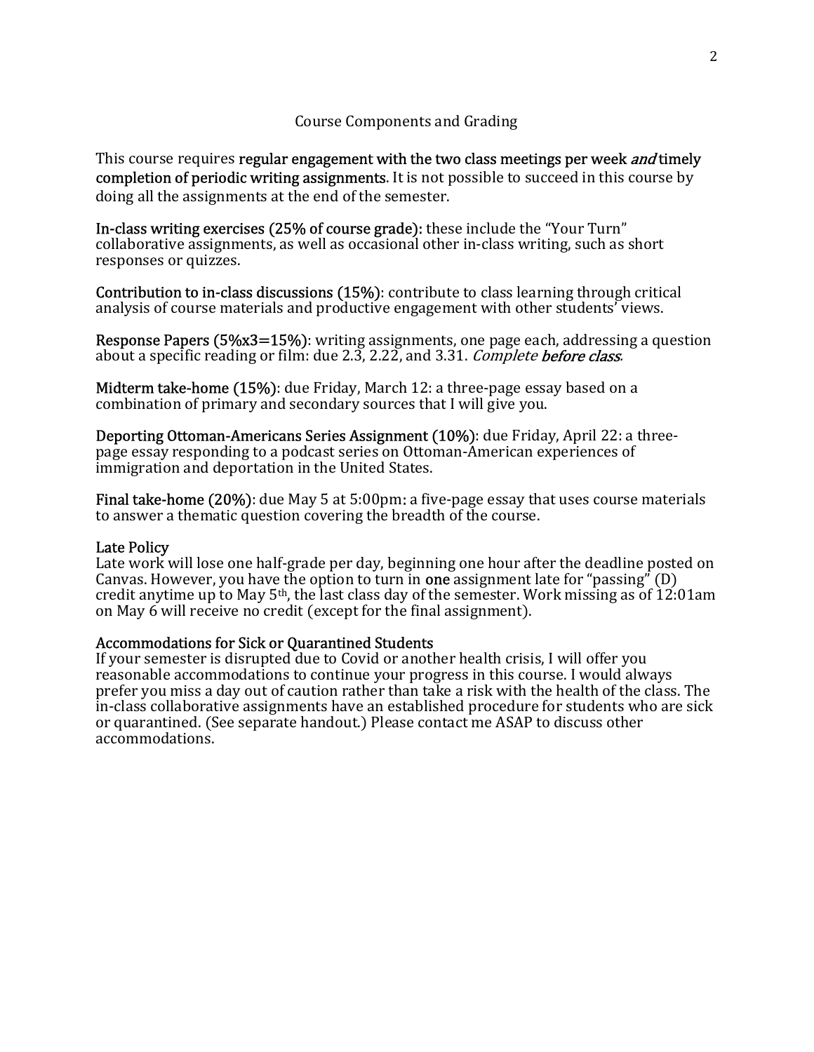## Course Components and Grading

This course requires **regular engagement with the two class meetings per week *and* timely completion of periodic writing assignments**. It is not possible to succeed in this course by doing all the assignments at the end of the semester.

**In-class writing exercises (25% of course grade):** these include the "Your Turn" collaborative assignments, as well as occasional other in-class writing, such as short responses or quizzes.

**Contribution to in-class discussions (15%)**: contribute to class learning through critical analysis of course materials and productive engagement with other students' views.

**Response Papers (5%x3=15%)**: writing assignments, one page each, addressing a question about a specific reading or film: due 2.3, 2.22, and 3.31. *Complete **before class**.*

**Midterm take-home (15%)**: due Friday, March 12: a three-page essay based on a combination of primary and secondary sources that I will give you.

**Deporting Ottoman-Americans Series Assignment (10%)**: due Friday, April 22: a three-page essay responding to a podcast series on Ottoman-American experiences of immigration and deportation in the United States.

**Final take-home (20%)**: due May 5 at 5:00pm: a five-page essay that uses course materials to answer a thematic question covering the breadth of the course.

### Late Policy

Late work will lose one half-grade per day, beginning one hour after the deadline posted on Canvas. However, you have the option to turn in **one** assignment late for "passing" (D) credit anytime up to May 5th, the last class day of the semester. Work missing as of 12:01am on May 6 will receive no credit (except for the final assignment).

### Accommodations for Sick or Quarantined Students

If your semester is disrupted due to Covid or another health crisis, I will offer you reasonable accommodations to continue your progress in this course. I would always prefer you miss a day out of caution rather than take a risk with the health of the class. The in-class collaborative assignments have an established procedure for students who are sick or quarantined. (See separate handout.) Please contact me ASAP to discuss other accommodations.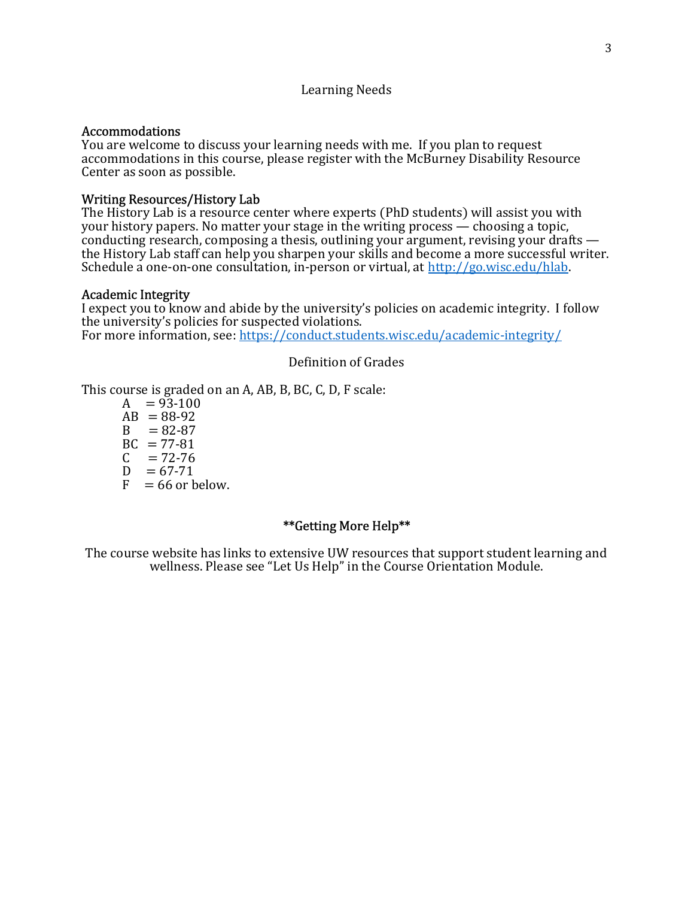## Learning Needs

### Accommodations

You are welcome to discuss your learning needs with me. If you plan to request accommodations in this course, please register with the McBurney Disability Resource Center as soon as possible.

### Writing Resources/History Lab

The History Lab is a resource center where experts (PhD students) will assist you with your history papers. No matter your stage in the writing process — choosing a topic, conducting research, composing a thesis, outlining your argument, revising your drafts — the History Lab staff can help you sharpen your skills and become a more successful writer. Schedule a one-on-one consultation, in-person or virtual, at [http://go.wisc.edu/hlab](http://go.wisc.edu/hlab).

### Academic Integrity

I expect you to know and abide by the university's policies on academic integrity. I follow the university's policies for suspected violations.
For more information, see: [https://conduct.students.wisc.edu/academic-integrity/](https://conduct.students.wisc.edu/academic-integrity/)

## Definition of Grades

This course is graded on an A, AB, B, BC, C, D, F scale:

- A = 93-100
- AB = 88-92
- B = 82-87
- BC = 77-81
- C = 72-76
- D = 67-71
- F = 66 or below.

## **Getting More Help**

The course website has links to extensive UW resources that support student learning and wellness. Please see "Let Us Help" in the Course Orientation Module.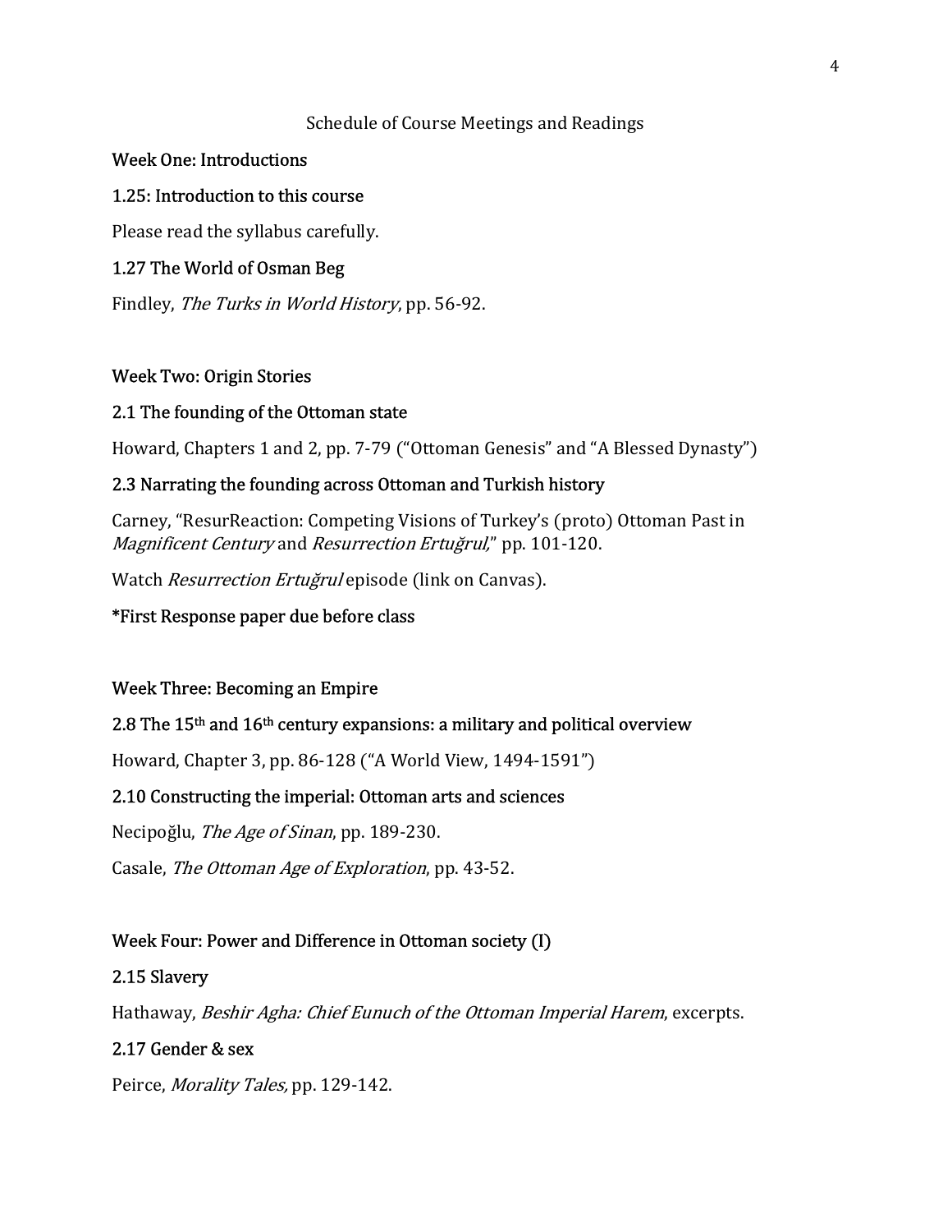# Schedule of Course Meetings and Readings

## Week One: Introductions

### 1.25: Introduction to this course

Please read the syllabus carefully.

### 1.27 The World of Osman Beg

Findley, *The Turks in World History*, pp. 56-92.

## Week Two: Origin Stories

### 2.1 The founding of the Ottoman state

Howard, Chapters 1 and 2, pp. 7-79 ("Ottoman Genesis" and "A Blessed Dynasty")

### 2.3 Narrating the founding across Ottoman and Turkish history

Carney, "ResurReaction: Competing Visions of Turkey's (proto) Ottoman Past in *Magnificent Century* and *Resurrection Ertuğrul*," pp. 101-120.

Watch *Resurrection Ertuğrul* episode (link on Canvas).

**\*First Response paper due before class**

## Week Three: Becoming an Empire

### 2.8 The 15th and 16th century expansions: a military and political overview

Howard, Chapter 3, pp. 86-128 ("A World View, 1494-1591")

### 2.10 Constructing the imperial: Ottoman arts and sciences

Necipoğlu, *The Age of Sinan*, pp. 189-230.

Casale, *The Ottoman Age of Exploration*, pp. 43-52.

## Week Four: Power and Difference in Ottoman society (I)

### 2.15 Slavery

Hathaway, *Beshir Agha: Chief Eunuch of the Ottoman Imperial Harem*, excerpts.

### 2.17 Gender & sex

Peirce, *Morality Tales,* pp. 129-142.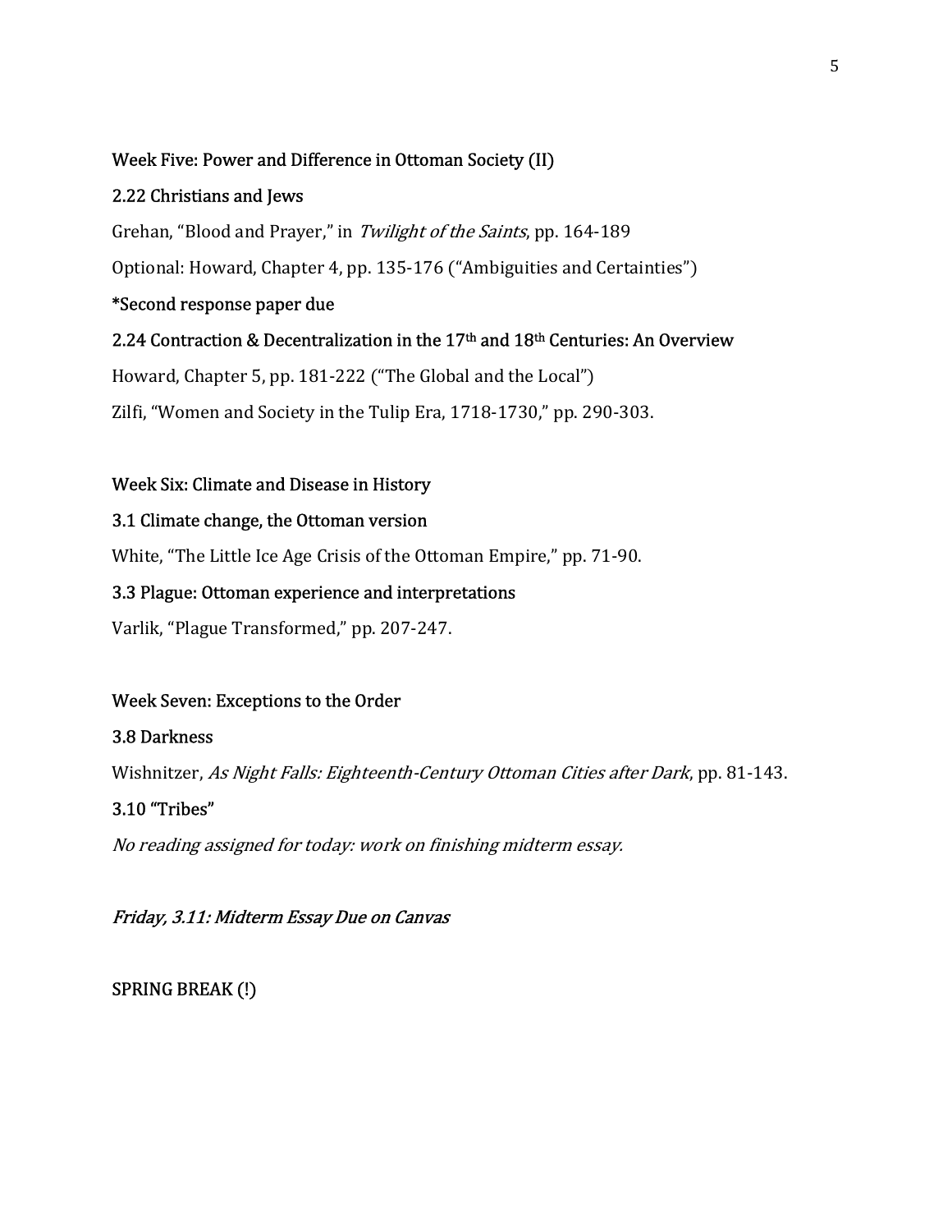## Week Five: Power and Difference in Ottoman Society (II)

### 2.22 Christians and Jews

Grehan, "Blood and Prayer," in *Twilight of the Saints*, pp. 164-189

Optional: Howard, Chapter 4, pp. 135-176 ("Ambiguities and Certainties")

**\*Second response paper due**

### 2.24 Contraction & Decentralization in the 17th and 18th Centuries: An Overview

Howard, Chapter 5, pp. 181-222 ("The Global and the Local")

Zilfi, "Women and Society in the Tulip Era, 1718-1730," pp. 290-303.

## Week Six: Climate and Disease in History

### 3.1 Climate change, the Ottoman version

White, "The Little Ice Age Crisis of the Ottoman Empire," pp. 71-90.

### 3.3 Plague: Ottoman experience and interpretations

Varlik, "Plague Transformed," pp. 207-247.

## Week Seven: Exceptions to the Order

### 3.8 Darkness

Wishnitzer, *As Night Falls: Eighteenth-Century Ottoman Cities after Dark*, pp. 81-143.

### 3.10 "Tribes"

*No reading assigned for today: work on finishing midterm essay.*

*Friday, 3.11: Midterm Essay Due on Canvas*

SPRING BREAK (!)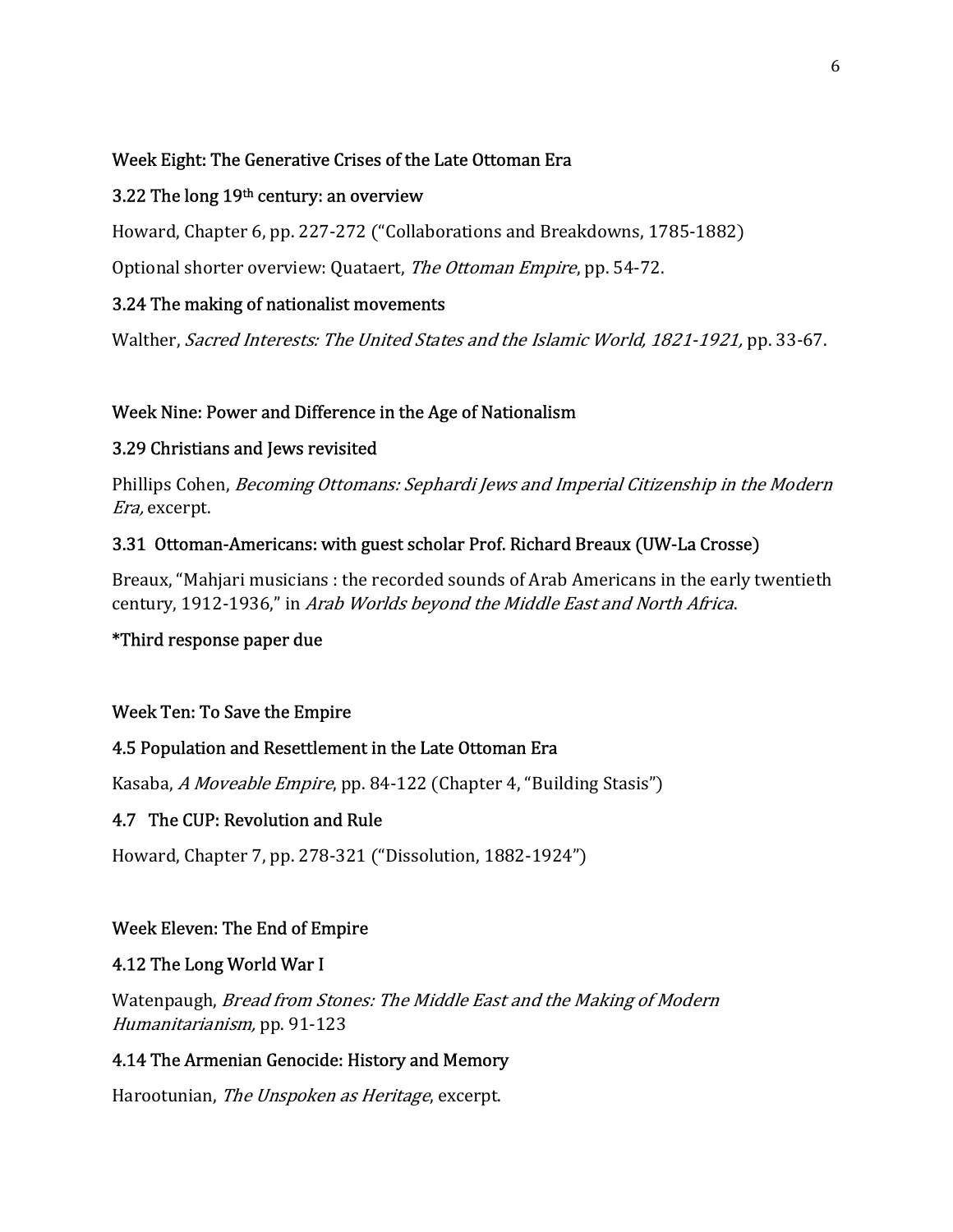## Week Eight: The Generative Crises of the Late Ottoman Era

### 3.22 The long 19th century: an overview

Howard, Chapter 6, pp. 227-272 ("Collaborations and Breakdowns, 1785-1882)

Optional shorter overview: Quataert, *The Ottoman Empire*, pp. 54-72.

### 3.24 The making of nationalist movements

Walther, *Sacred Interests: The United States and the Islamic World, 1821-1921,* pp. 33-67.

## Week Nine: Power and Difference in the Age of Nationalism

### 3.29 Christians and Jews revisited

Phillips Cohen, *Becoming Ottomans: Sephardi Jews and Imperial Citizenship in the Modern Era,* excerpt.

### 3.31 Ottoman-Americans: with guest scholar Prof. Richard Breaux (UW-La Crosse)

Breaux, "Mahjari musicians : the recorded sounds of Arab Americans in the early twentieth century, 1912-1936," in *Arab Worlds beyond the Middle East and North Africa*.

**\*Third response paper due**

## Week Ten: To Save the Empire

### 4.5 Population and Resettlement in the Late Ottoman Era

Kasaba, *A Moveable Empire*, pp. 84-122 (Chapter 4, "Building Stasis")

### 4.7 The CUP: Revolution and Rule

Howard, Chapter 7, pp. 278-321 ("Dissolution, 1882-1924")

## Week Eleven: The End of Empire

### 4.12 The Long World War I

Watenpaugh, *Bread from Stones: The Middle East and the Making of Modern Humanitarianism,* pp. 91-123

### 4.14 The Armenian Genocide: History and Memory

Harootunian, *The Unspoken as Heritage*, excerpt.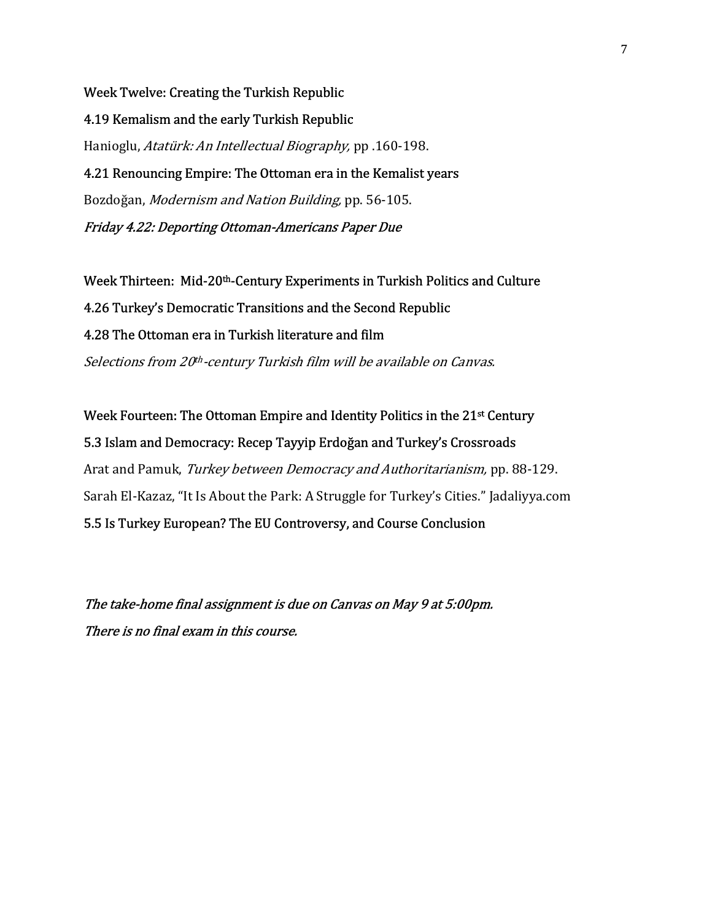Week Twelve: Creating the Turkish Republic

4.19 Kemalism and the early Turkish Republic

Hanioglu, *Atatürk: An Intellectual Biography,* pp .160-198.

4.21 Renouncing Empire: The Ottoman era in the Kemalist years

Bozdoğan, *Modernism and Nation Building,* pp. 56-105.

*Friday 4.22: Deporting Ottoman-Americans Paper Due*

Week Thirteen: Mid-20th-Century Experiments in Turkish Politics and Culture

4.26 Turkey's Democratic Transitions and the Second Republic

4.28 The Ottoman era in Turkish literature and film

*Selections from 20th-century Turkish film will be available on Canvas.*

Week Fourteen: The Ottoman Empire and Identity Politics in the 21st Century

5.3 Islam and Democracy: Recep Tayyip Erdoğan and Turkey's Crossroads

Arat and Pamuk, *Turkey between Democracy and Authoritarianism,* pp. 88-129.

Sarah El-Kazaz, "It Is About the Park: A Struggle for Turkey's Cities." Jadaliyya.com

5.5 Is Turkey European? The EU Controversy, and Course Conclusion

*The take-home final assignment is due on Canvas on May 9 at 5:00pm.*

*There is no final exam in this course.*